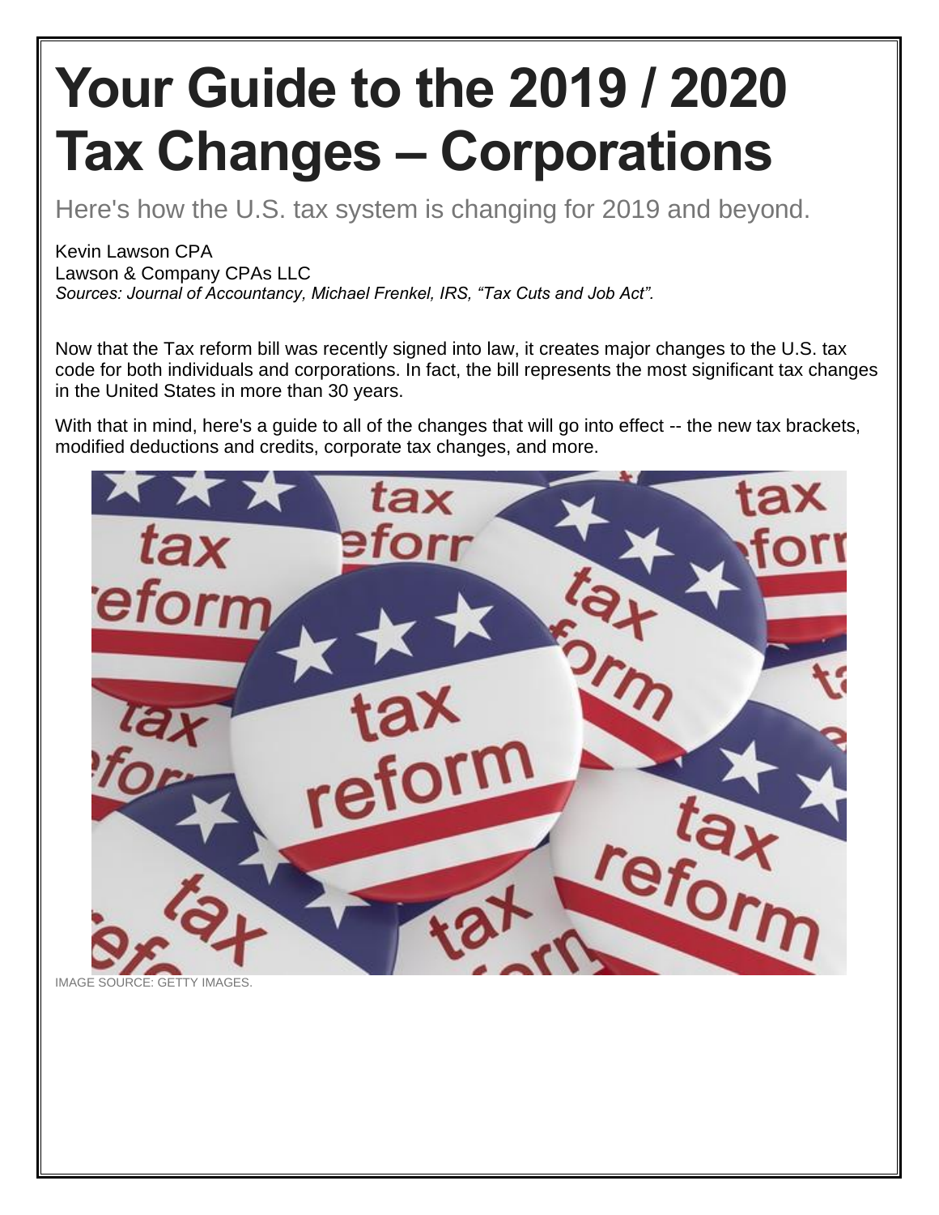# Your Guide to the 2019 / 2020 Tax Changes – Corporations

Here's how the U.S. tax system is changing for 2019 and beyond.

Kevin Lawson CPA
Lawson & Company CPAs LLC
*Sources: Journal of Accountancy, Michael Frenkel, IRS, "Tax Cuts and Job Act".*

Now that the Tax reform bill was recently signed into law, it creates major changes to the U.S. tax code for both individuals and corporations. In fact, the bill represents the most significant tax changes in the United States in more than 30 years.

With that in mind, here's a guide to all of the changes that will go into effect -- the new tax brackets, modified deductions and credits, corporate tax changes, and more.

IMAGE SOURCE: GETTY IMAGES.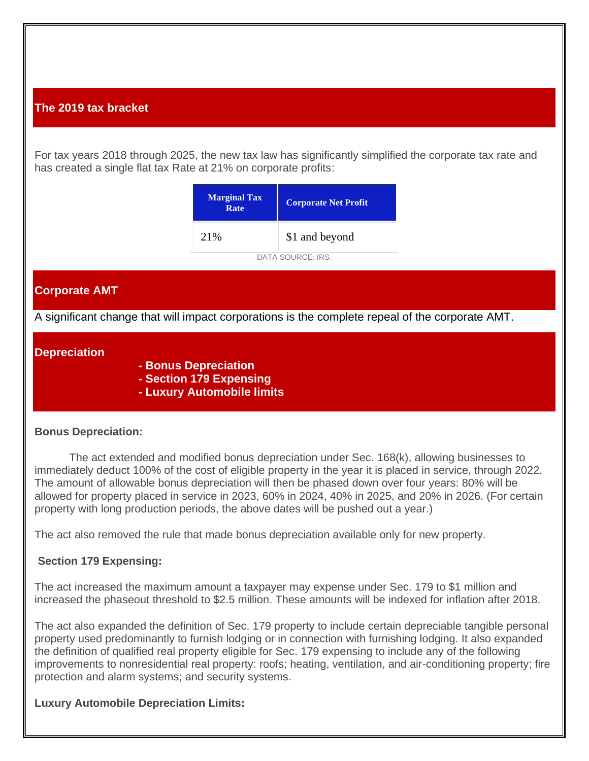## The 2019 tax bracket

For tax years 2018 through 2025, the new tax law has significantly simplified the corporate tax rate and has created a single flat tax Rate at 21% on corporate profits:

| Marginal Tax Rate | Corporate Net Profit |
|---|---|
| 21% | $1 and beyond |

DATA SOURCE: IRS.

## Corporate AMT

A significant change that will impact corporations is the complete repeal of the corporate AMT.

## Depreciation

- **Bonus Depreciation**
- **Section 179 Expensing**
- **Luxury Automobile limits**

**Bonus Depreciation:**

The act extended and modified bonus depreciation under Sec. 168(k), allowing businesses to immediately deduct 100% of the cost of eligible property in the year it is placed in service, through 2022. The amount of allowable bonus depreciation will then be phased down over four years: 80% will be allowed for property placed in service in 2023, 60% in 2024, 40% in 2025, and 20% in 2026. (For certain property with long production periods, the above dates will be pushed out a year.)

The act also removed the rule that made bonus depreciation available only for new property.

**Section 179 Expensing:**

The act increased the maximum amount a taxpayer may expense under Sec. 179 to $1 million and increased the phaseout threshold to $2.5 million. These amounts will be indexed for inflation after 2018.

The act also expanded the definition of Sec. 179 property to include certain depreciable tangible personal property used predominantly to furnish lodging or in connection with furnishing lodging. It also expanded the definition of qualified real property eligible for Sec. 179 expensing to include any of the following improvements to nonresidential real property: roofs; heating, ventilation, and air-conditioning property; fire protection and alarm systems; and security systems.

**Luxury Automobile Depreciation Limits:**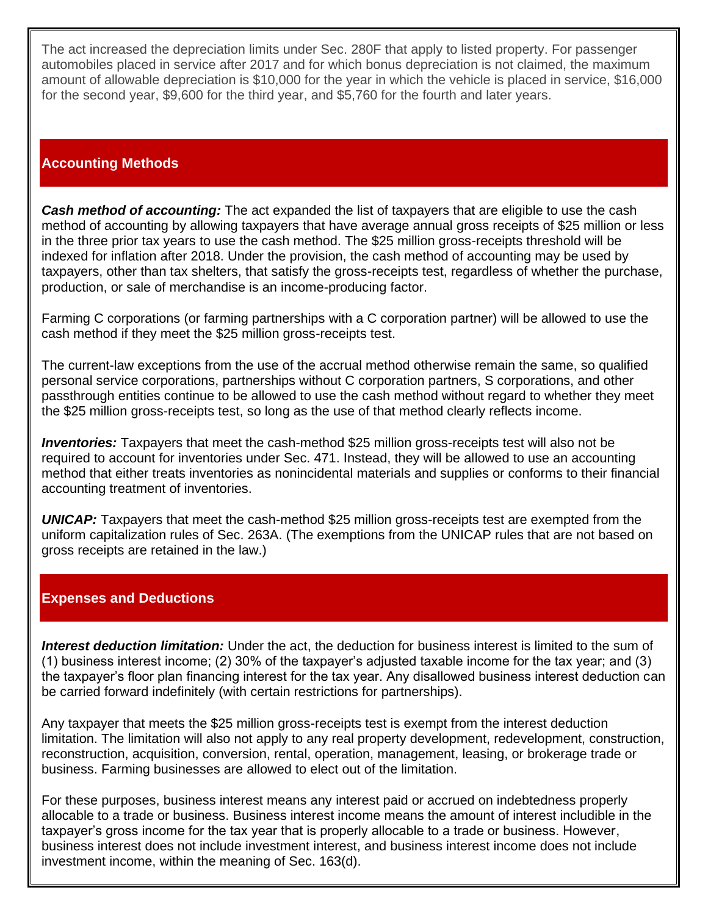The act increased the depreciation limits under Sec. 280F that apply to listed property. For passenger automobiles placed in service after 2017 and for which bonus depreciation is not claimed, the maximum amount of allowable depreciation is $10,000 for the year in which the vehicle is placed in service, $16,000 for the second year, $9,600 for the third year, and $5,760 for the fourth and later years.

## Accounting Methods

***Cash method of accounting:*** The act expanded the list of taxpayers that are eligible to use the cash method of accounting by allowing taxpayers that have average annual gross receipts of $25 million or less in the three prior tax years to use the cash method. The $25 million gross-receipts threshold will be indexed for inflation after 2018. Under the provision, the cash method of accounting may be used by taxpayers, other than tax shelters, that satisfy the gross-receipts test, regardless of whether the purchase, production, or sale of merchandise is an income-producing factor.

Farming C corporations (or farming partnerships with a C corporation partner) will be allowed to use the cash method if they meet the $25 million gross-receipts test.

The current-law exceptions from the use of the accrual method otherwise remain the same, so qualified personal service corporations, partnerships without C corporation partners, S corporations, and other passthrough entities continue to be allowed to use the cash method without regard to whether they meet the $25 million gross-receipts test, so long as the use of that method clearly reflects income.

***Inventories:*** Taxpayers that meet the cash-method $25 million gross-receipts test will also not be required to account for inventories under Sec. 471. Instead, they will be allowed to use an accounting method that either treats inventories as nonincidental materials and supplies or conforms to their financial accounting treatment of inventories.

***UNICAP:*** Taxpayers that meet the cash-method $25 million gross-receipts test are exempted from the uniform capitalization rules of Sec. 263A. (The exemptions from the UNICAP rules that are not based on gross receipts are retained in the law.)

## Expenses and Deductions

***Interest deduction limitation:*** Under the act, the deduction for business interest is limited to the sum of (1) business interest income; (2) 30% of the taxpayer's adjusted taxable income for the tax year; and (3) the taxpayer's floor plan financing interest for the tax year. Any disallowed business interest deduction can be carried forward indefinitely (with certain restrictions for partnerships).

Any taxpayer that meets the $25 million gross-receipts test is exempt from the interest deduction limitation. The limitation will also not apply to any real property development, redevelopment, construction, reconstruction, acquisition, conversion, rental, operation, management, leasing, or brokerage trade or business. Farming businesses are allowed to elect out of the limitation.

For these purposes, business interest means any interest paid or accrued on indebtedness properly allocable to a trade or business. Business interest income means the amount of interest includible in the taxpayer's gross income for the tax year that is properly allocable to a trade or business. However, business interest does not include investment interest, and business interest income does not include investment income, within the meaning of Sec. 163(d).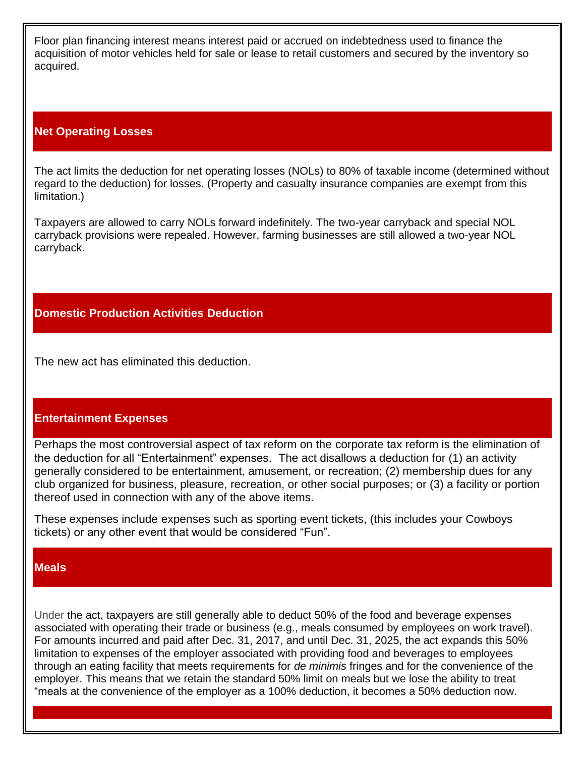Floor plan financing interest means interest paid or accrued on indebtedness used to finance the acquisition of motor vehicles held for sale or lease to retail customers and secured by the inventory so acquired.

## Net Operating Losses

The act limits the deduction for net operating losses (NOLs) to 80% of taxable income (determined without regard to the deduction) for losses. (Property and casualty insurance companies are exempt from this limitation.)

Taxpayers are allowed to carry NOLs forward indefinitely. The two-year carryback and special NOL carryback provisions were repealed. However, farming businesses are still allowed a two-year NOL carryback.

## Domestic Production Activities Deduction

The new act has eliminated this deduction.

## Entertainment Expenses

Perhaps the most controversial aspect of tax reform on the corporate tax reform is the elimination of the deduction for all "Entertainment" expenses.  The act disallows a deduction for (1) an activity generally considered to be entertainment, amusement, or recreation; (2) membership dues for any club organized for business, pleasure, recreation, or other social purposes; or (3) a facility or portion thereof used in connection with any of the above items.

These expenses include expenses such as sporting event tickets, (this includes your Cowboys tickets) or any other event that would be considered "Fun".

## Meals

Under the act, taxpayers are still generally able to deduct 50% of the food and beverage expenses associated with operating their trade or business (e.g., meals consumed by employees on work travel). For amounts incurred and paid after Dec. 31, 2017, and until Dec. 31, 2025, the act expands this 50% limitation to expenses of the employer associated with providing food and beverages to employees through an eating facility that meets requirements for *de minimis* fringes and for the convenience of the employer. This means that we retain the standard 50% limit on meals but we lose the ability to treat "meals at the convenience of the employer as a 100% deduction, it becomes a 50% deduction now.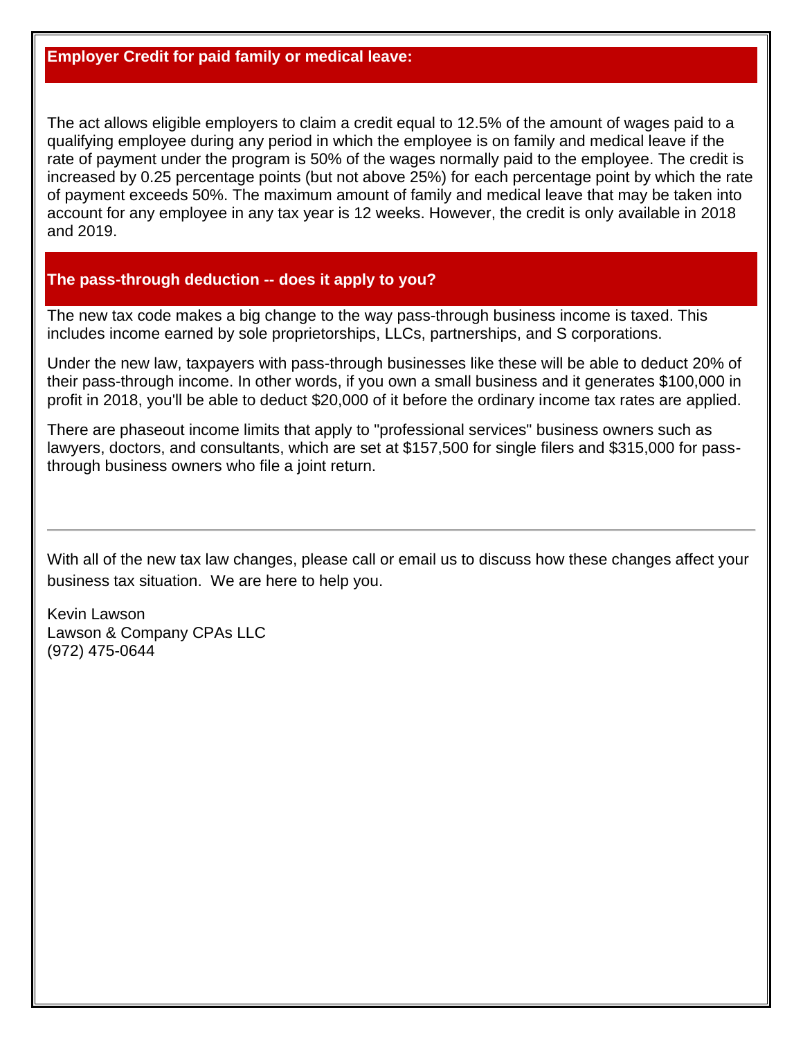## Employer Credit for paid family or medical leave:

The act allows eligible employers to claim a credit equal to 12.5% of the amount of wages paid to a qualifying employee during any period in which the employee is on family and medical leave if the rate of payment under the program is 50% of the wages normally paid to the employee. The credit is increased by 0.25 percentage points (but not above 25%) for each percentage point by which the rate of payment exceeds 50%. The maximum amount of family and medical leave that may be taken into account for any employee in any tax year is 12 weeks. However, the credit is only available in 2018 and 2019.

## The pass-through deduction -- does it apply to you?

The new tax code makes a big change to the way pass-through business income is taxed. This includes income earned by sole proprietorships, LLCs, partnerships, and S corporations.

Under the new law, taxpayers with pass-through businesses like these will be able to deduct 20% of their pass-through income. In other words, if you own a small business and it generates $100,000 in profit in 2018, you'll be able to deduct $20,000 of it before the ordinary income tax rates are applied.

There are phaseout income limits that apply to "professional services" business owners such as lawyers, doctors, and consultants, which are set at $157,500 for single filers and $315,000 for pass-through business owners who file a joint return.

---

With all of the new tax law changes, please call or email us to discuss how these changes affect your business tax situation. We are here to help you.

Kevin Lawson
Lawson & Company CPAs LLC
(972) 475-0644